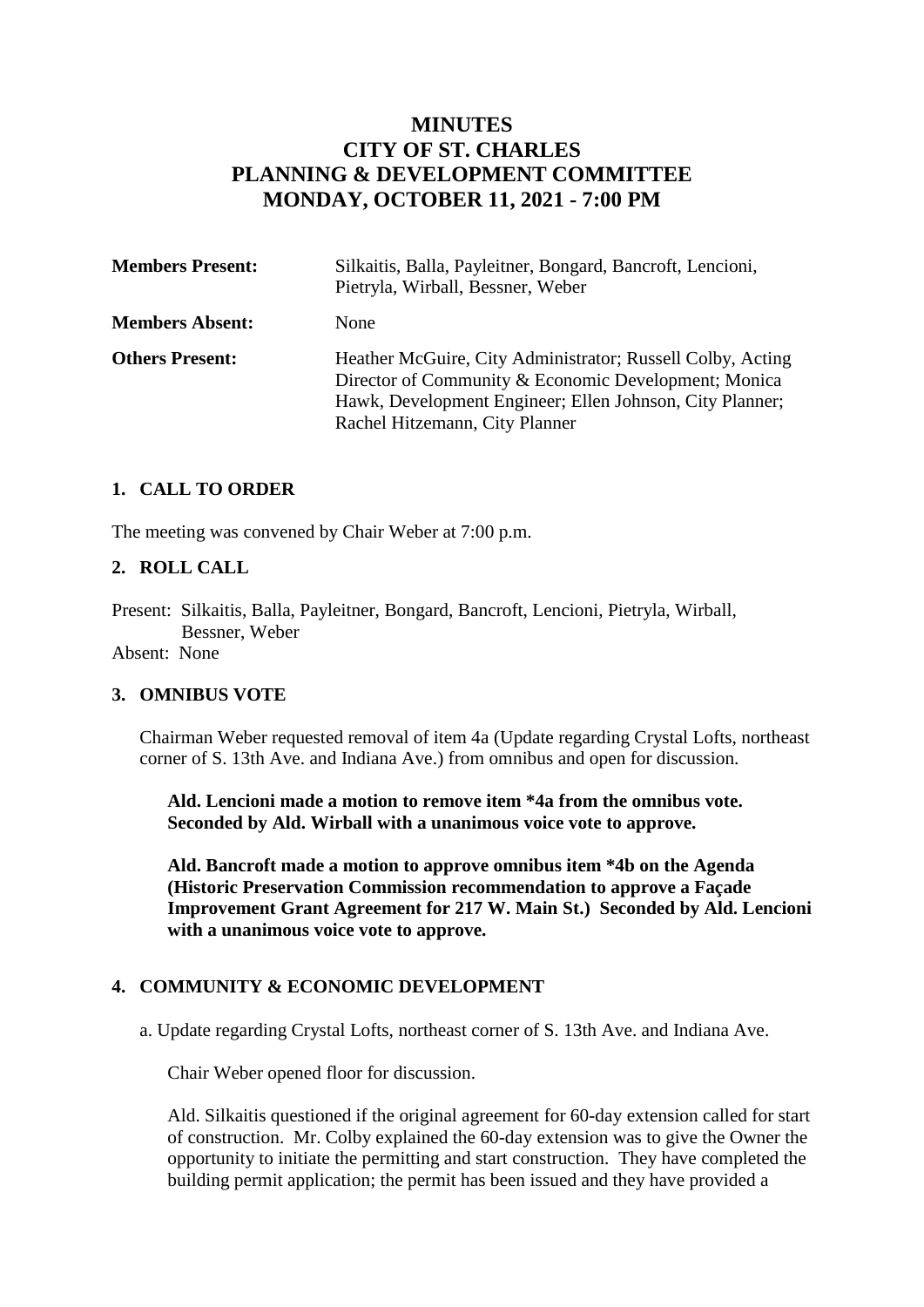# MINUTES
# CITY OF ST. CHARLES
# PLANNING & DEVELOPMENT COMMITTEE
# MONDAY, OCTOBER 11, 2021 - 7:00 PM

| | |
|---|---|
| **Members Present:** | Silkaitis, Balla, Payleitner, Bongard, Bancroft, Lencioni, Pietryla, Wirball, Bessner, Weber |
| **Members Absent:** | None |
| **Others Present:** | Heather McGuire, City Administrator; Russell Colby, Acting Director of Community & Economic Development; Monica Hawk, Development Engineer; Ellen Johnson, City Planner; Rachel Hitzemann, City Planner |

## 1. CALL TO ORDER

The meeting was convened by Chair Weber at 7:00 p.m.

## 2. ROLL CALL

Present: Silkaitis, Balla, Payleitner, Bongard, Bancroft, Lencioni, Pietryla, Wirball, Bessner, Weber
Absent: None

## 3. OMNIBUS VOTE

Chairman Weber requested removal of item 4a (Update regarding Crystal Lofts, northeast corner of S. 13th Ave. and Indiana Ave.) from omnibus and open for discussion.

**Ald. Lencioni made a motion to remove item *4a from the omnibus vote. Seconded by Ald. Wirball with a unanimous voice vote to approve.**

**Ald. Bancroft made a motion to approve omnibus item *4b on the Agenda (Historic Preservation Commission recommendation to approve a Façade Improvement Grant Agreement for 217 W. Main St.) Seconded by Ald. Lencioni with a unanimous voice vote to approve.**

## 4. COMMUNITY & ECONOMIC DEVELOPMENT

a. Update regarding Crystal Lofts, northeast corner of S. 13th Ave. and Indiana Ave.

Chair Weber opened floor for discussion.

Ald. Silkaitis questioned if the original agreement for 60-day extension called for start of construction. Mr. Colby explained the 60-day extension was to give the Owner the opportunity to initiate the permitting and start construction. They have completed the building permit application; the permit has been issued and they have provided a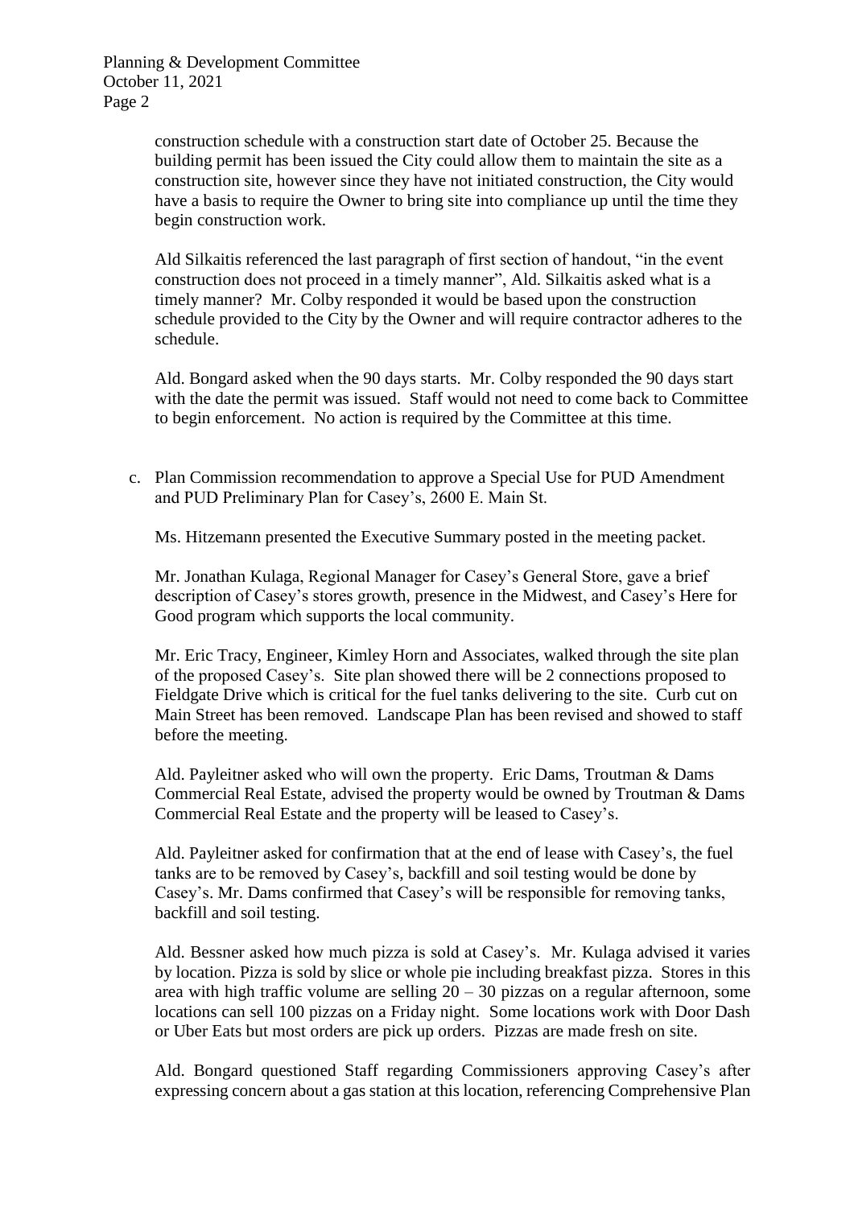construction schedule with a construction start date of October 25. Because the building permit has been issued the City could allow them to maintain the site as a construction site, however since they have not initiated construction, the City would have a basis to require the Owner to bring site into compliance up until the time they begin construction work.

Ald Silkaitis referenced the last paragraph of first section of handout, "in the event construction does not proceed in a timely manner", Ald. Silkaitis asked what is a timely manner? Mr. Colby responded it would be based upon the construction schedule provided to the City by the Owner and will require contractor adheres to the schedule.

Ald. Bongard asked when the 90 days starts. Mr. Colby responded the 90 days start with the date the permit was issued. Staff would not need to come back to Committee to begin enforcement. No action is required by the Committee at this time.

c. Plan Commission recommendation to approve a Special Use for PUD Amendment and PUD Preliminary Plan for Casey's, 2600 E. Main St.

Ms. Hitzemann presented the Executive Summary posted in the meeting packet.

Mr. Jonathan Kulaga, Regional Manager for Casey's General Store, gave a brief description of Casey's stores growth, presence in the Midwest, and Casey's Here for Good program which supports the local community.

Mr. Eric Tracy, Engineer, Kimley Horn and Associates, walked through the site plan of the proposed Casey's. Site plan showed there will be 2 connections proposed to Fieldgate Drive which is critical for the fuel tanks delivering to the site. Curb cut on Main Street has been removed. Landscape Plan has been revised and showed to staff before the meeting.

Ald. Payleitner asked who will own the property. Eric Dams, Troutman & Dams Commercial Real Estate, advised the property would be owned by Troutman & Dams Commercial Real Estate and the property will be leased to Casey's.

Ald. Payleitner asked for confirmation that at the end of lease with Casey's, the fuel tanks are to be removed by Casey's, backfill and soil testing would be done by Casey's. Mr. Dams confirmed that Casey's will be responsible for removing tanks, backfill and soil testing.

Ald. Bessner asked how much pizza is sold at Casey's. Mr. Kulaga advised it varies by location. Pizza is sold by slice or whole pie including breakfast pizza. Stores in this area with high traffic volume are selling 20 – 30 pizzas on a regular afternoon, some locations can sell 100 pizzas on a Friday night. Some locations work with Door Dash or Uber Eats but most orders are pick up orders. Pizzas are made fresh on site.

Ald. Bongard questioned Staff regarding Commissioners approving Casey's after expressing concern about a gas station at this location, referencing Comprehensive Plan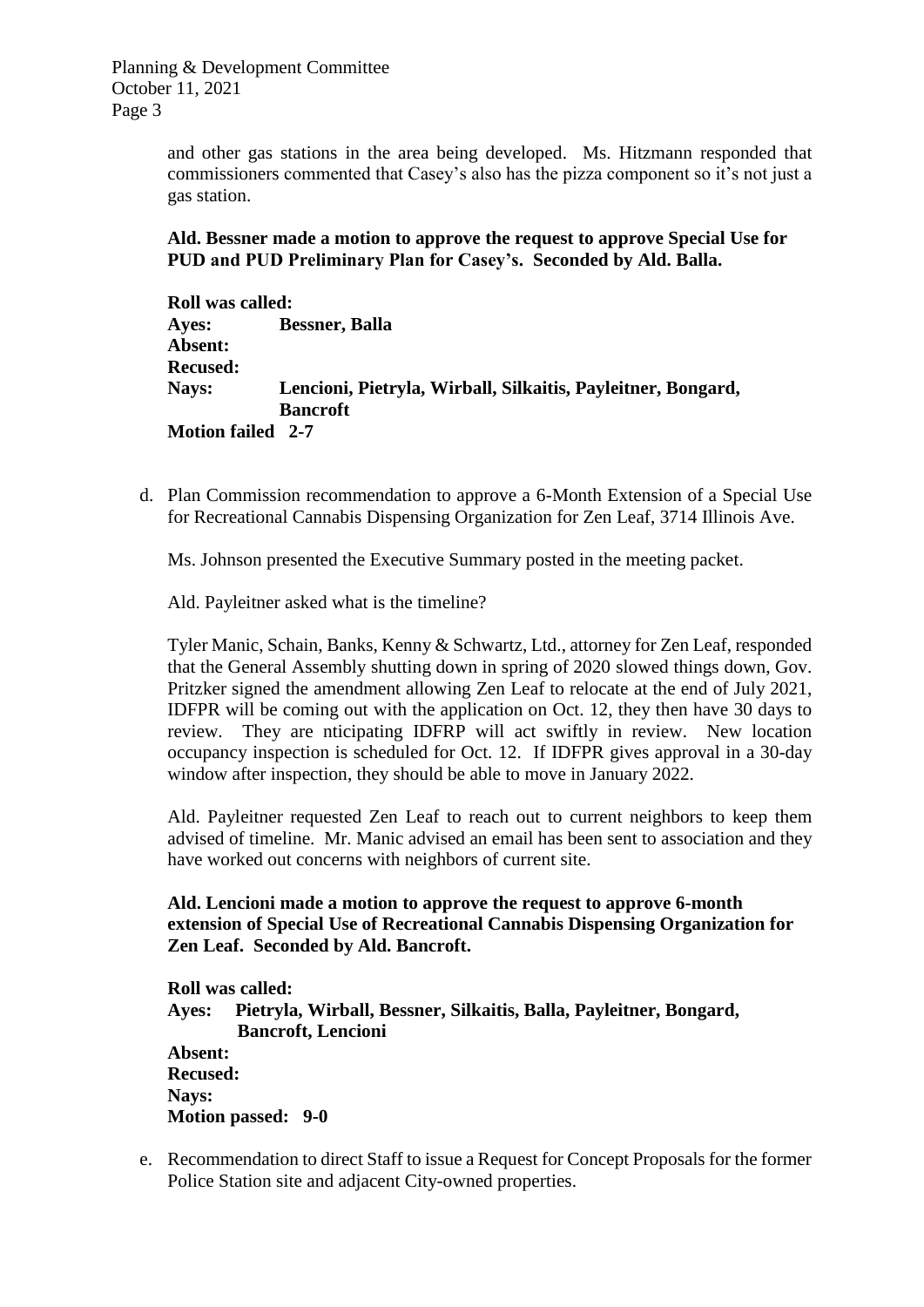and other gas stations in the area being developed. Ms. Hitzmann responded that commissioners commented that Casey's also has the pizza component so it's not just a gas station.

**Ald. Bessner made a motion to approve the request to approve Special Use for PUD and PUD Preliminary Plan for Casey's. Seconded by Ald. Balla.**

**Roll was called:**
**Ayes:** **Bessner, Balla**
**Absent:**
**Recused:**
**Nays:** **Lencioni, Pietryla, Wirball, Silkaitis, Payleitner, Bongard, Bancroft**
**Motion failed 2-7**

d. Plan Commission recommendation to approve a 6-Month Extension of a Special Use for Recreational Cannabis Dispensing Organization for Zen Leaf, 3714 Illinois Ave.

Ms. Johnson presented the Executive Summary posted in the meeting packet.

Ald. Payleitner asked what is the timeline?

Tyler Manic, Schain, Banks, Kenny & Schwartz, Ltd., attorney for Zen Leaf, responded that the General Assembly shutting down in spring of 2020 slowed things down, Gov. Pritzker signed the amendment allowing Zen Leaf to relocate at the end of July 2021, IDFPR will be coming out with the application on Oct. 12, they then have 30 days to review. They are nticipating IDFRP will act swiftly in review. New location occupancy inspection is scheduled for Oct. 12. If IDFPR gives approval in a 30-day window after inspection, they should be able to move in January 2022.

Ald. Payleitner requested Zen Leaf to reach out to current neighbors to keep them advised of timeline. Mr. Manic advised an email has been sent to association and they have worked out concerns with neighbors of current site.

**Ald. Lencioni made a motion to approve the request to approve 6-month extension of Special Use of Recreational Cannabis Dispensing Organization for Zen Leaf. Seconded by Ald. Bancroft.**

**Roll was called:**
**Ayes:** **Pietryla, Wirball, Bessner, Silkaitis, Balla, Payleitner, Bongard, Bancroft, Lencioni**
**Absent:**
**Recused:**
**Nays:**
**Motion passed: 9-0**

e. Recommendation to direct Staff to issue a Request for Concept Proposals for the former Police Station site and adjacent City-owned properties.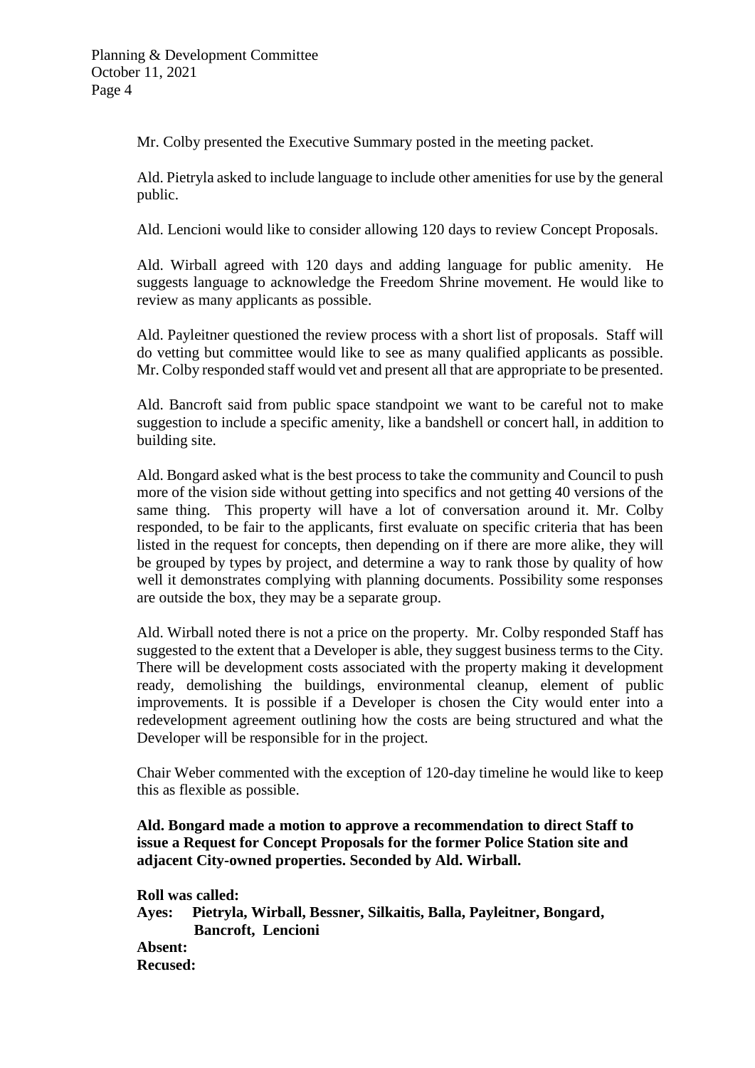Mr. Colby presented the Executive Summary posted in the meeting packet.

Ald. Pietryla asked to include language to include other amenities for use by the general public.

Ald. Lencioni would like to consider allowing 120 days to review Concept Proposals.

Ald. Wirball agreed with 120 days and adding language for public amenity. He suggests language to acknowledge the Freedom Shrine movement. He would like to review as many applicants as possible.

Ald. Payleitner questioned the review process with a short list of proposals. Staff will do vetting but committee would like to see as many qualified applicants as possible. Mr. Colby responded staff would vet and present all that are appropriate to be presented.

Ald. Bancroft said from public space standpoint we want to be careful not to make suggestion to include a specific amenity, like a bandshell or concert hall, in addition to building site.

Ald. Bongard asked what is the best process to take the community and Council to push more of the vision side without getting into specifics and not getting 40 versions of the same thing. This property will have a lot of conversation around it. Mr. Colby responded, to be fair to the applicants, first evaluate on specific criteria that has been listed in the request for concepts, then depending on if there are more alike, they will be grouped by types by project, and determine a way to rank those by quality of how well it demonstrates complying with planning documents. Possibility some responses are outside the box, they may be a separate group.

Ald. Wirball noted there is not a price on the property. Mr. Colby responded Staff has suggested to the extent that a Developer is able, they suggest business terms to the City. There will be development costs associated with the property making it development ready, demolishing the buildings, environmental cleanup, element of public improvements. It is possible if a Developer is chosen the City would enter into a redevelopment agreement outlining how the costs are being structured and what the Developer will be responsible for in the project.

Chair Weber commented with the exception of 120-day timeline he would like to keep this as flexible as possible.

**Ald. Bongard made a motion to approve a recommendation to direct Staff to issue a Request for Concept Proposals for the former Police Station site and adjacent City-owned properties. Seconded by Ald. Wirball.**

**Roll was called:**
**Ayes: Pietryla, Wirball, Bessner, Silkaitis, Balla, Payleitner, Bongard, Bancroft, Lencioni**
**Absent:**
**Recused:**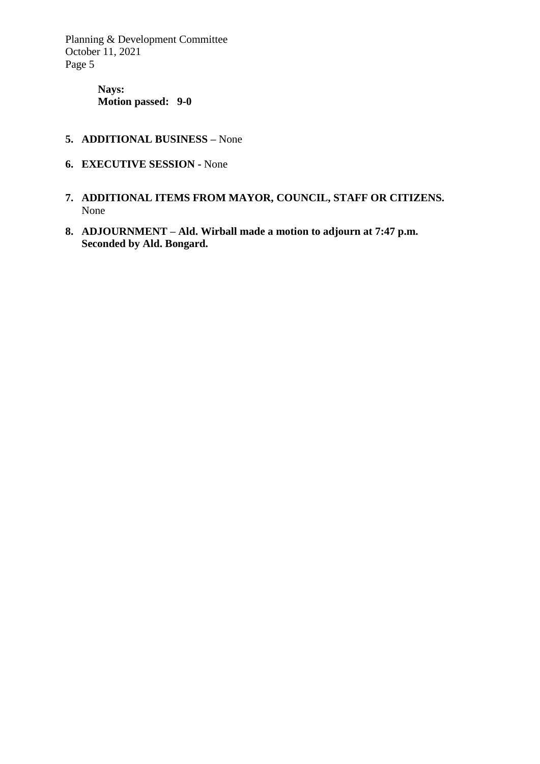**Nays:**
**Motion passed: 9-0**

5. **ADDITIONAL BUSINESS** – None

6. **EXECUTIVE SESSION** - None

7. **ADDITIONAL ITEMS FROM MAYOR, COUNCIL, STAFF OR CITIZENS.**
   None

8. **ADJOURNMENT – Ald. Wirball made a motion to adjourn at 7:47 p.m. Seconded by Ald. Bongard.**